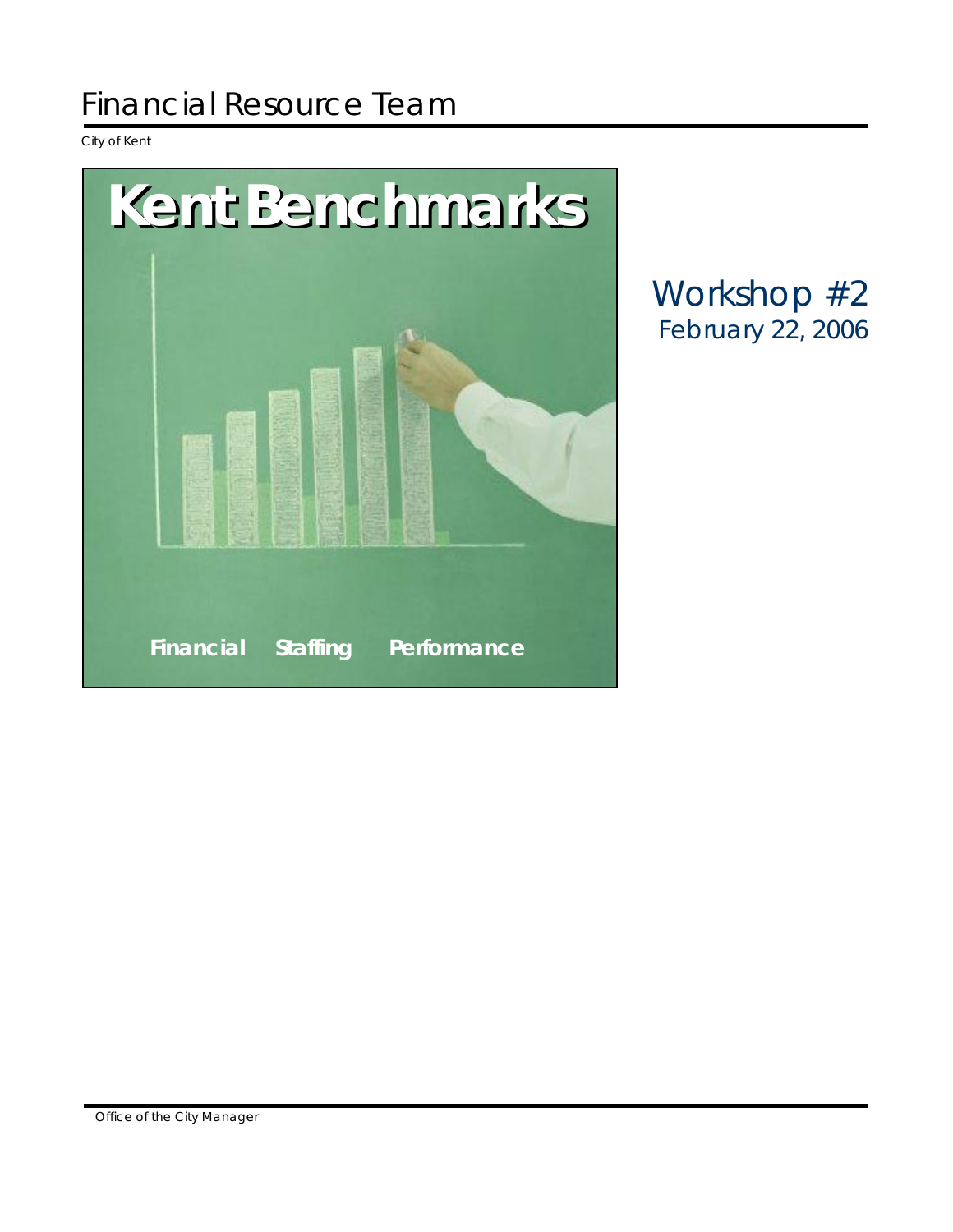# Financial Resource Team

City of Kent

## Kent Benchmarks

Financial Staffing Performance

## Workshop #2

February 22, 2006

Office of the City Manager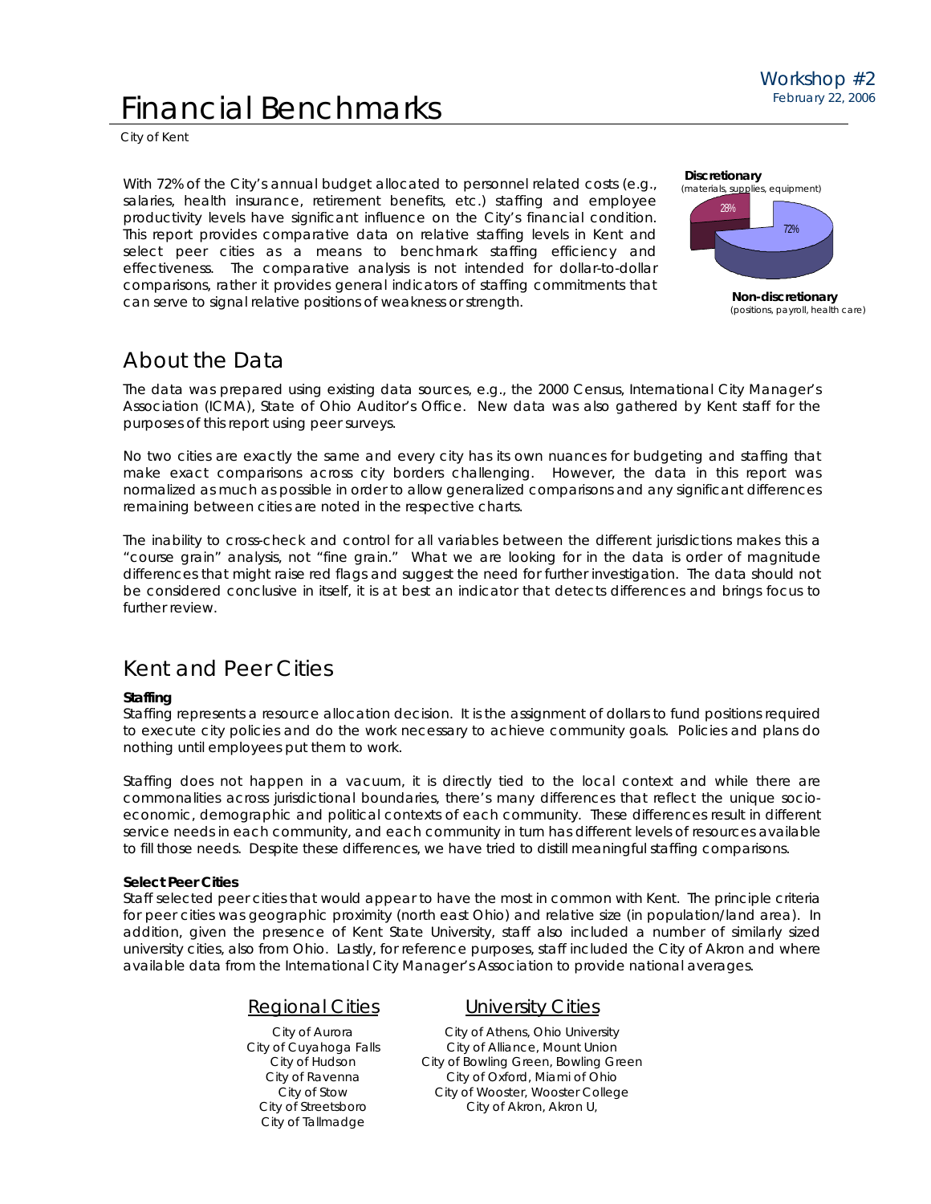# Financial Benchmarks

City of Kent

With 72% of the City's annual budget allocated to personnel related costs (e.g., salaries, health insurance, retirement benefits, etc.) staffing and employee productivity levels have significant influence on the City's financial condition. This report provides comparative data on relative staffing levels in Kent and select peer cities as a means to benchmark staffing efficiency and effectiveness. The comparative analysis is not intended for dollar-to-dollar comparisons, rather it provides general indicators of staffing commitments that can serve to signal relative positions of weakness or strength.

**Discretionary** (materials, supplies, equipment) 28%

**Non-discretionary** (positions, payroll, health care) 72%

## About the Data

The data was prepared using existing data sources, e.g., the 2000 Census, International City Manager's Association (ICMA), State of Ohio Auditor's Office. New data was also gathered by Kent staff for the purposes of this report using peer surveys.

No two cities are exactly the same and every city has its own nuances for budgeting and staffing that make exact comparisons across city borders challenging. However, the data in this report was normalized as much as possible in order to allow generalized comparisons and any significant differences remaining between cities are noted in the respective charts.

The inability to cross-check and control for all variables between the different jurisdictions makes this a "course grain" analysis, not "fine grain." What we are looking for in the data is order of magnitude differences that might raise red flags and suggest the need for further investigation. The data should not be considered conclusive in itself, it is at best an indicator that detects differences and brings focus to further review.

## Kent and Peer Cities

**Staffing**

Staffing represents a resource allocation decision. It is the assignment of dollars to fund positions required to execute city policies and do the work necessary to achieve community goals. Policies and plans do nothing until employees put them to work.

Staffing does not happen in a vacuum, it is directly tied to the local context and while there are commonalities across jurisdictional boundaries, there's many differences that reflect the unique socio-economic, demographic and political contexts of each community. These differences result in different service needs in each community, and each community in turn has different levels of resources available to fill those needs. Despite these differences, we have tried to distill meaningful staffing comparisons.

**Select Peer Cities**

Staff selected peer cities that would appear to have the most in common with Kent. The principle criteria for peer cities was geographic proximity (north east Ohio) and relative size (in population/land area). In addition, given the presence of Kent State University, staff also included a number of similarly sized university cities, also from Ohio. Lastly, for reference purposes, staff included the City of Akron and where available data from the International City Manager's Association to provide national averages.

| Regional Cities | University Cities |
|---|---|
| City of Aurora | City of Athens, Ohio University |
| City of Cuyahoga Falls | City of Alliance, Mount Union |
| City of Hudson | City of Bowling Green, Bowling Green |
| City of Ravenna | City of Oxford, Miami of Ohio |
| City of Stow | City of Wooster, Wooster College |
| City of Streetsboro | City of Akron, Akron U, |
| City of Tallmadge | |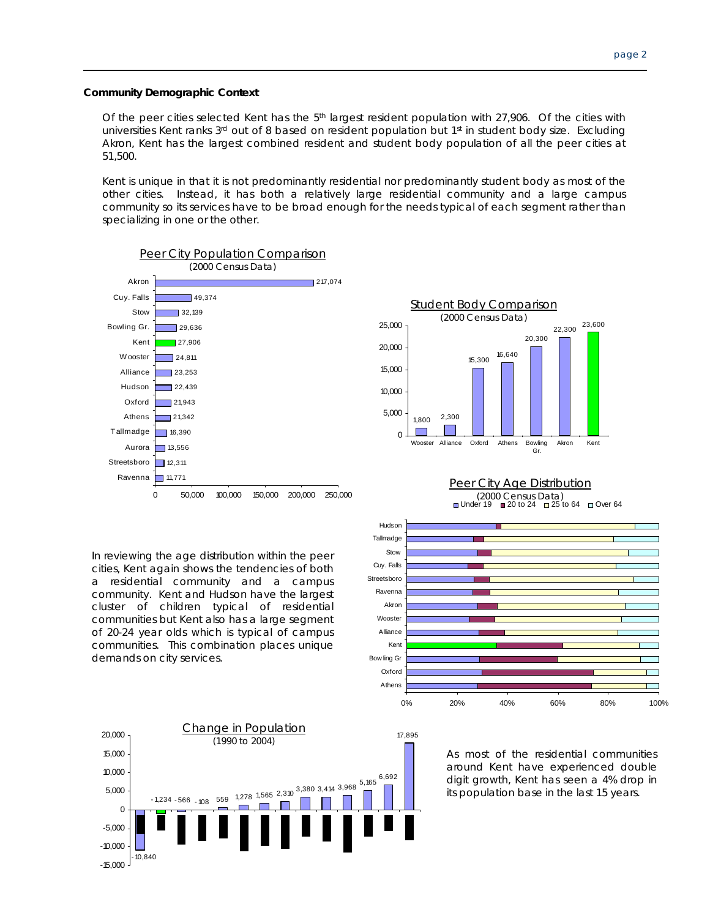**Community Demographic Context**

Of the peer cities selected Kent has the 5th largest resident population with 27,906. Of the cities with universities Kent ranks 3rd out of 8 based on resident population but 1st in student body size. Excluding Akron, Kent has the largest combined resident and student body population of all the peer cities at 51,500.

Kent is unique in that it is not predominantly residential nor predominantly student body as most of the other cities. Instead, it has both a relatively large residential community and a large campus community so its services have to be broad enough for the needs typical of each segment rather than specializing in one or the other.

**Peer City Population Comparison**
(2000 Census Data)

| City | Population |
|---|---|
| Akron | 217,074 |
| Cuy. Falls | 49,374 |
| Stow | 32,139 |
| Bowling Gr. | 29,636 |
| Kent | 27,906 |
| Wooster | 24,811 |
| Alliance | 23,253 |
| Hudson | 22,439 |
| Oxford | 21,943 |
| Athens | 21,342 |
| Tallmadge | 16,390 |
| Aurora | 13,556 |
| Streetsboro | 12,311 |
| Ravenna | 11,771 |

**Student Body Comparison**
(2000 Census Data)

| City | Student Body |
|---|---|
| Wooster | 1,800 |
| Alliance | 2,300 |
| Oxford | 15,300 |
| Athens | 16,640 |
| Bowling Gr. | 20,300 |
| Akron | 22,300 |
| Kent | 23,600 |

**Peer City Age Distribution**
(2000 Census Data)

Under 19 / 20 to 24 / 25 to 64 / Over 64

Cities shown: Hudson, Tallmadge, Stow, Cuy. Falls, Streetsboro, Ravenna, Akron, Wooster, Alliance, Kent, Bowling Gr, Oxford, Athens

In reviewing the age distribution within the peer cities, Kent again shows the tendencies of both a residential community and a campus community. Kent and Hudson have the largest cluster of children typical of residential communities but Kent also has a large segment of 20-24 year olds which is typical of campus communities. This combination places unique demands on city services.

**Change in Population**
(1990 to 2004)

Values: -10,840; -1,234; -566; -108; 559; 1,278; 1,565; 2,310; 3,380; 3,414; 3,968; 5,165; 6,692; 17,895

As most of the residential communities around Kent have experienced double digit growth, Kent has seen a 4% drop in its population base in the last 15 years.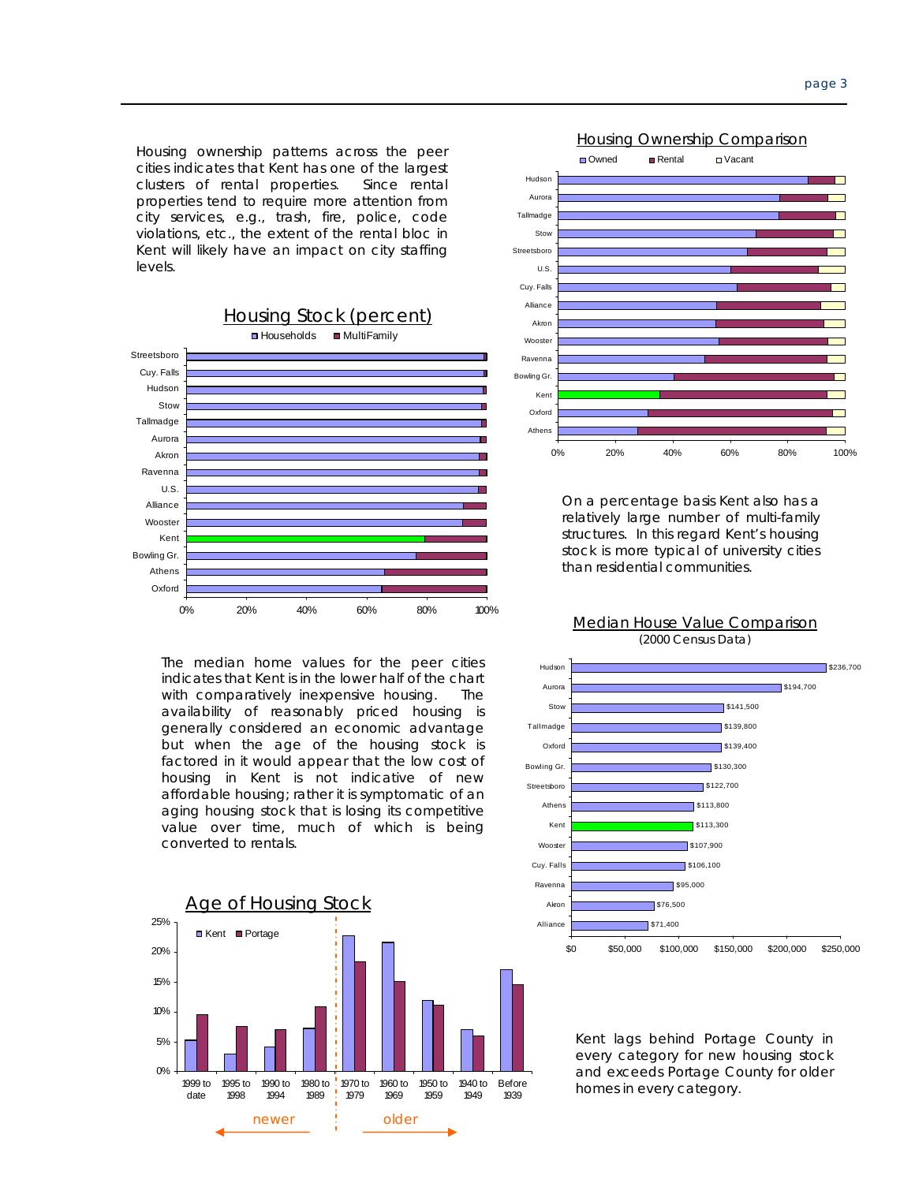Housing ownership patterns across the peer cities indicates that Kent has one of the largest clusters of rental properties. Since rental properties tend to require more attention from city services, e.g., trash, fire, police, code violations, etc., the extent of the rental bloc in Kent will likely have an impact on city staffing levels.

## Housing Ownership Comparison

Owned / Rental / Vacant

Hudson, Aurora, Tallmadge, Stow, Streetsboro, U.S., Cuy. Falls, Alliance, Akron, Wooster, Ravenna, Bowling Gr., Kent, Oxford, Athens

0% 20% 40% 60% 80% 100%

## Housing Stock (percent)

Households / MultiFamily

Streetsboro, Cuy. Falls, Hudson, Stow, Tallmadge, Aurora, Akron, Ravenna, U.S., Alliance, Wooster, Kent, Bowling Gr., Athens, Oxford

0% 20% 40% 60% 80% 100%

On a percentage basis Kent also has a relatively large number of multi-family structures. In this regard Kent's housing stock is more typical of university cities than residential communities.

The median home values for the peer cities indicates that Kent is in the lower half of the chart with comparatively inexpensive housing. The availability of reasonably priced housing is generally considered an economic advantage but when the age of the housing stock is factored in it would appear that the low cost of housing in Kent is not indicative of new affordable housing; rather it is symptomatic of an aging housing stock that is losing its competitive value over time, much of which is being converted to rentals.

## Median House Value Comparison

(2000 Census Data)

| City | Median House Value |
|---|---|
| Hudson | $236,700 |
| Aurora | $194,700 |
| Stow | $141,500 |
| Tallmadge | $139,800 |
| Oxford | $139,400 |
| Bowling Gr. | $130,300 |
| Streetsboro | $122,700 |
| Athens | $113,800 |
| Kent | $113,300 |
| Wooster | $107,900 |
| Cuy. Falls | $106,100 |
| Ravenna | $95,000 |
| Akron | $76,500 |
| Alliance | $71,400 |

## Age of Housing Stock

Kent / Portage

1999 to date, 1995 to 1998, 1990 to 1994, 1980 to 1989, 1970 to 1979, 1960 to 1969, 1950 to 1959, 1940 to 1949, Before 1939

newer ← | → older

Kent lags behind Portage County in every category for new housing stock and exceeds Portage County for older homes in every category.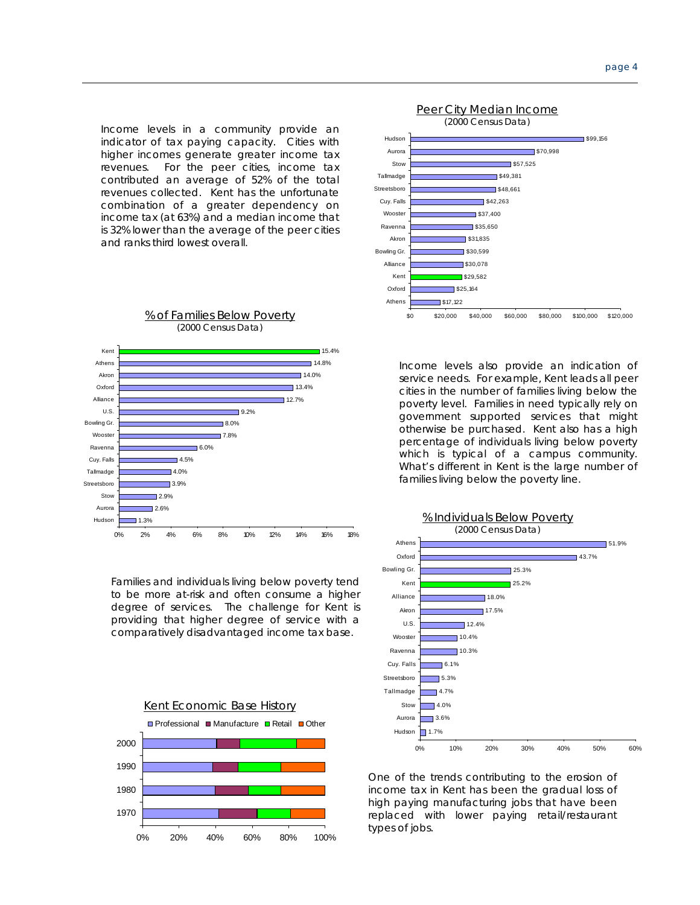Income levels in a community provide an indicator of tax paying capacity. Cities with higher incomes generate greater income tax revenues. For the peer cities, income tax contributed an average of 52% of the total revenues collected. Kent has the unfortunate combination of a greater dependency on income tax (at 63%) and a median income that is 32% lower than the average of the peer cities and ranks third lowest overall.

**Peer City Median Income**
(2000 Census Data)

| City | Median Income |
| --- | --- |
| Hudson | $99,156 |
| Aurora | $70,998 |
| Stow | $57,525 |
| Tallmadge | $49,381 |
| Streetsboro | $48,661 |
| Cuy. Falls | $42,263 |
| Wooster | $37,400 |
| Ravenna | $35,650 |
| Akron | $31,835 |
| Bowling Gr. | $30,599 |
| Alliance | $30,078 |
| Kent | $29,582 |
| Oxford | $25,164 |
| Athens | $17,122 |

**% of Families Below Poverty**
(2000 Census Data)

| City | % of Families Below Poverty |
| --- | --- |
| Kent | 15.4% |
| Athens | 14.8% |
| Akron | 14.0% |
| Oxford | 13.4% |
| Alliance | 12.7% |
| U.S. | 9.2% |
| Bowling Gr. | 8.0% |
| Wooster | 7.8% |
| Ravenna | 6.0% |
| Cuy. Falls | 4.5% |
| Tallmadge | 4.0% |
| Streetsboro | 3.9% |
| Stow | 2.9% |
| Aurora | 2.6% |
| Hudson | 1.3% |

Income levels also provide an indication of service needs. For example, Kent leads all peer cities in the number of families living below the poverty level. Families in need typically rely on government supported services that might otherwise be purchased. Kent also has a high percentage of individuals living below poverty which is typical of a campus community. What's different in Kent is the large number of families living below the poverty line.

Families and individuals living below poverty tend to be more at-risk and often consume a higher degree of services. The challenge for Kent is providing that higher degree of service with a comparatively disadvantaged income tax base.

**% Individuals Below Poverty**
(2000 Census Data)

| City | % Individuals Below Poverty |
| --- | --- |
| Athens | 51.9% |
| Oxford | 43.7% |
| Bowling Gr. | 25.3% |
| Kent | 25.2% |
| Alliance | 18.0% |
| Akron | 17.5% |
| U.S. | 12.4% |
| Wooster | 10.4% |
| Ravenna | 10.3% |
| Cuy. Falls | 6.1% |
| Streetsboro | 5.3% |
| Tallmadge | 4.7% |
| Stow | 4.0% |
| Aurora | 3.6% |
| Hudson | 1.7% |

**Kent Economic Base History**

(Stacked bar chart, 1970–2000, share of Professional, Manufacture, Retail, Other)

One of the trends contributing to the erosion of income tax in Kent has been the gradual loss of high paying manufacturing jobs that have been replaced with lower paying retail/restaurant types of jobs.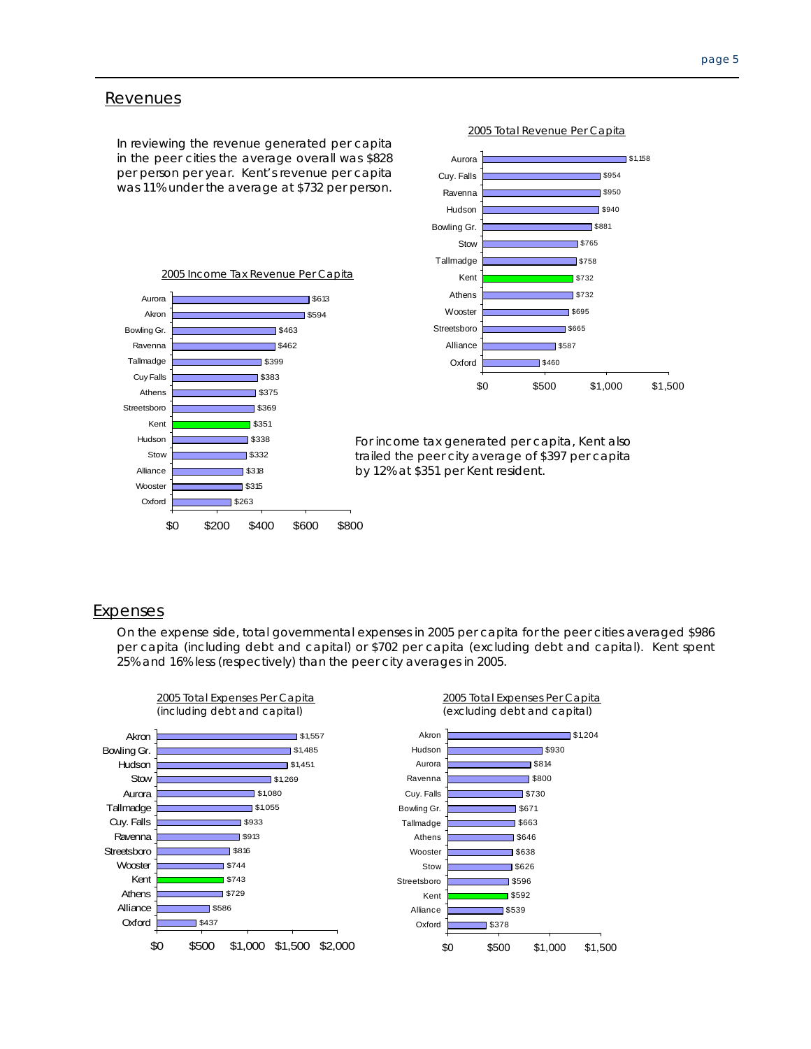## Revenues

In reviewing the revenue generated per capita in the peer cities the average overall was $828 per person per year. Kent's revenue per capita was 11% under the average at $732 per person.

**2005 Total Revenue Per Capita**

| City | Revenue Per Capita |
|---|---|
| Aurora | $1,158 |
| Cuy. Falls | $954 |
| Ravenna | $950 |
| Hudson | $940 |
| Bowling Gr. | $881 |
| Stow | $765 |
| Tallmadge | $758 |
| Kent | $732 |
| Athens | $732 |
| Wooster | $695 |
| Streetsboro | $665 |
| Alliance | $587 |
| Oxford | $460 |

**2005 Income Tax Revenue Per Capita**

| City | Income Tax Revenue Per Capita |
|---|---|
| Aurora | $613 |
| Akron | $594 |
| Bowling Gr. | $463 |
| Ravenna | $462 |
| Tallmadge | $399 |
| Cuy Falls | $383 |
| Athens | $375 |
| Streetsboro | $369 |
| Kent | $351 |
| Hudson | $338 |
| Stow | $332 |
| Alliance | $318 |
| Wooster | $315 |
| Oxford | $263 |

For income tax generated per capita, Kent also trailed the peer city average of $397 per capita by 12% at $351 per Kent resident.

## Expenses

On the expense side, total governmental expenses in 2005 per capita for the peer cities averaged $986 per capita (including debt and capital) or $702 per capita (excluding debt and capital). Kent spent 25% and 16% less (respectively) than the peer city averages in 2005.

**2005 Total Expenses Per Capita (including debt and capital)**

| City | Expenses Per Capita |
|---|---|
| Akron | $1,557 |
| Bowling Gr. | $1,485 |
| Hudson | $1,451 |
| Stow | $1,269 |
| Aurora | $1,080 |
| Tallmadge | $1,055 |
| Cuy. Falls | $933 |
| Ravenna | $913 |
| Streetsboro | $816 |
| Wooster | $744 |
| Kent | $743 |
| Athens | $729 |
| Alliance | $586 |
| Oxford | $437 |

**2005 Total Expenses Per Capita (excluding debt and capital)**

| City | Expenses Per Capita |
|---|---|
| Akron | $1,204 |
| Hudson | $930 |
| Aurora | $814 |
| Ravenna | $800 |
| Cuy. Falls | $730 |
| Bowling Gr. | $671 |
| Tallmadge | $663 |
| Athens | $646 |
| Wooster | $638 |
| Stow | $626 |
| Streetsboro | $596 |
| Kent | $592 |
| Alliance | $539 |
| Oxford | $378 |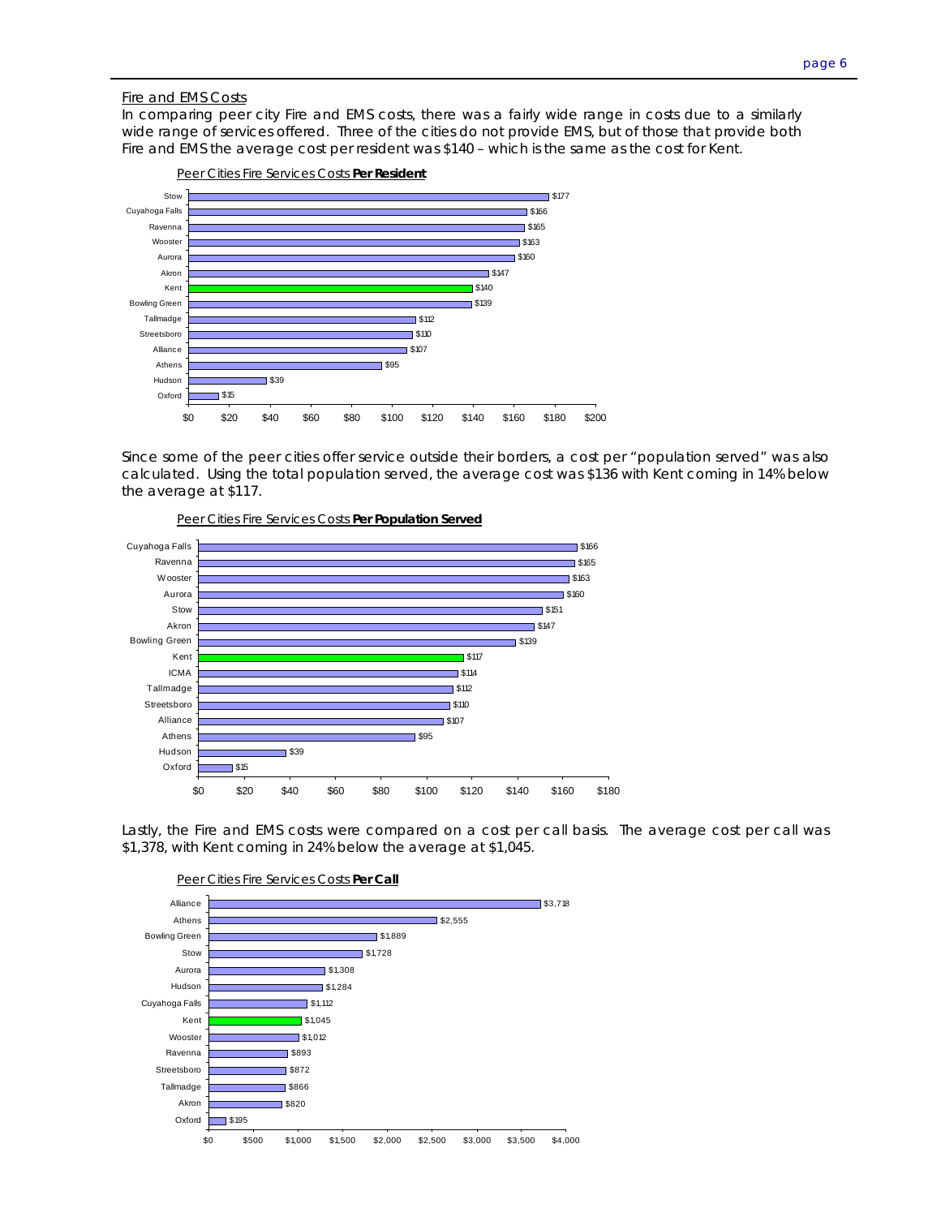## Fire and EMS Costs

In comparing peer city Fire and EMS costs, there was a fairly wide range in costs due to a similarly wide range of services offered. Three of the cities do not provide EMS, but of those that provide both Fire and EMS the average cost per resident was $140 – which is the same as the cost for Kent.

Peer Cities Fire Services Costs **Per Resident**

| City | Cost |
| --- | --- |
| Stow | $177 |
| Cuyahoga Falls | $166 |
| Ravenna | $165 |
| Wooster | $163 |
| Aurora | $160 |
| Akron | $147 |
| Kent | $140 |
| Bowling Green | $139 |
| Tallmadge | $112 |
| Streetsboro | $110 |
| Alliance | $107 |
| Athens | $95 |
| Hudson | $39 |
| Oxford | $15 |

Since some of the peer cities offer service outside their borders, a cost per "population served" was also calculated. Using the total population served, the average cost was $136 with Kent coming in 14% below the average at $117.

Peer Cities Fire Services Costs **Per Population Served**

| City | Cost |
| --- | --- |
| Cuyahoga Falls | $166 |
| Ravenna | $165 |
| Wooster | $163 |
| Aurora | $160 |
| Stow | $151 |
| Akron | $147 |
| Bowling Green | $139 |
| Kent | $117 |
| ICMA | $114 |
| Tallmadge | $112 |
| Streetsboro | $110 |
| Alliance | $107 |
| Athens | $95 |
| Hudson | $39 |
| Oxford | $15 |

Lastly, the Fire and EMS costs were compared on a cost per call basis. The average cost per call was $1,378, with Kent coming in 24% below the average at $1,045.

Peer Cities Fire Services Costs **Per Call**

| City | Cost |
| --- | --- |
| Alliance | $3,718 |
| Athens | $2,555 |
| Bowling Green | $1,889 |
| Stow | $1,728 |
| Aurora | $1,308 |
| Hudson | $1,284 |
| Cuyahoga Falls | $1,112 |
| Kent | $1,045 |
| Wooster | $1,012 |
| Ravenna | $893 |
| Streetsboro | $872 |
| Tallmadge | $866 |
| Akron | $820 |
| Oxford | $195 |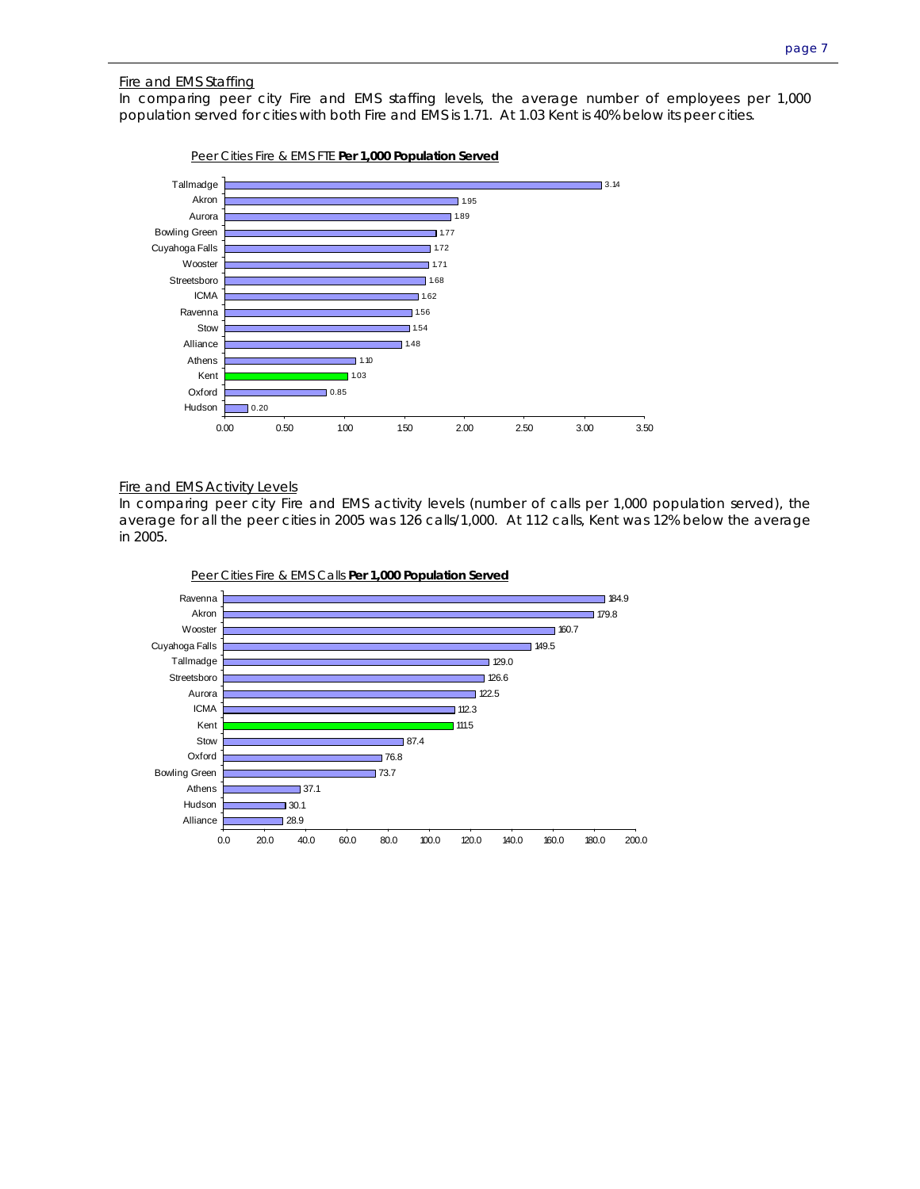## Fire and EMS Staffing

In comparing peer city Fire and EMS staffing levels, the average number of employees per 1,000 population served for cities with both Fire and EMS is 1.71. At 1.03 Kent is 40% below its peer cities.

Peer Cities Fire & EMS FTE **Per 1,000 Population Served**

| City | FTE per 1,000 |
| --- | --- |
| Tallmadge | 3.14 |
| Akron | 1.95 |
| Aurora | 1.89 |
| Bowling Green | 1.77 |
| Cuyahoga Falls | 1.72 |
| Wooster | 1.71 |
| Streetsboro | 1.68 |
| ICMA | 1.62 |
| Ravenna | 1.56 |
| Stow | 1.54 |
| Alliance | 1.48 |
| Athens | 1.10 |
| Kent | 1.03 |
| Oxford | 0.85 |
| Hudson | 0.20 |

## Fire and EMS Activity Levels

In comparing peer city Fire and EMS activity levels (number of calls per 1,000 population served), the average for all the peer cities in 2005 was 126 calls/1,000. At 112 calls, Kent was 12% below the average in 2005.

Peer Cities Fire & EMS Calls **Per 1,000 Population Served**

| City | Calls per 1,000 |
| --- | --- |
| Ravenna | 184.9 |
| Akron | 179.8 |
| Wooster | 160.7 |
| Cuyahoga Falls | 149.5 |
| Tallmadge | 129.0 |
| Streetsboro | 126.6 |
| Aurora | 122.5 |
| ICMA | 112.3 |
| Kent | 111.5 |
| Stow | 87.4 |
| Oxford | 76.8 |
| Bowling Green | 73.7 |
| Athens | 37.1 |
| Hudson | 30.1 |
| Alliance | 28.9 |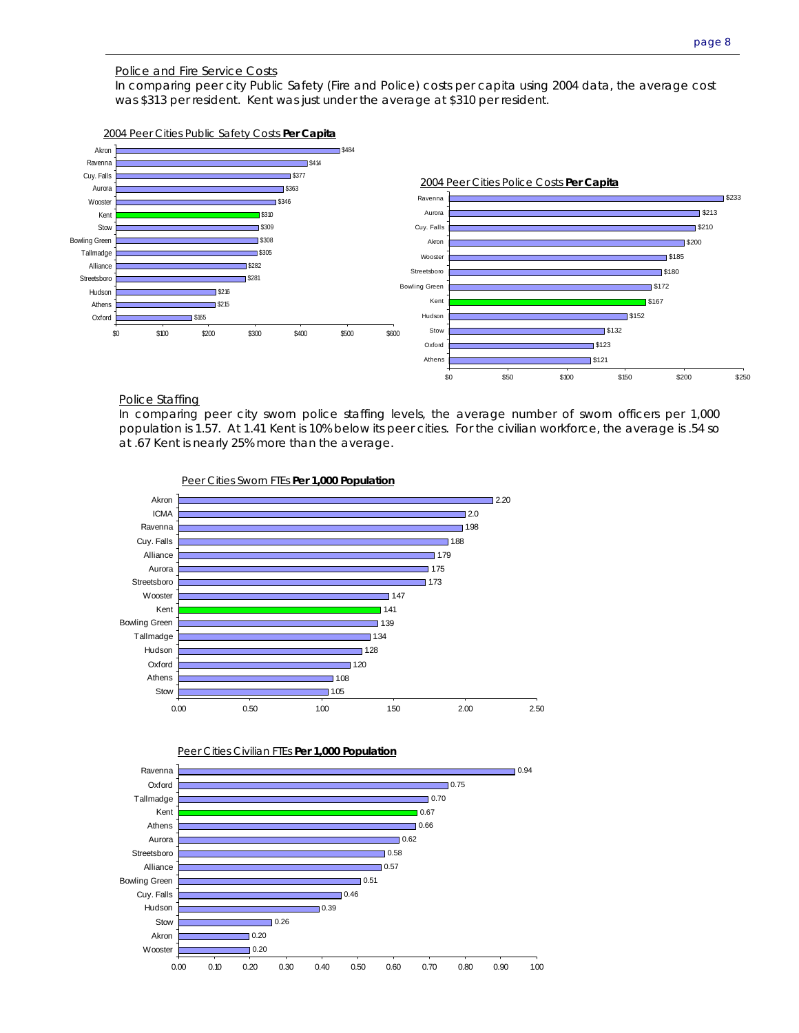## Police and Fire Service Costs

In comparing peer city Public Safety (Fire and Police) costs per capita using 2004 data, the average cost was $313 per resident. Kent was just under the average at $310 per resident.

**2004 Peer Cities Public Safety Costs Per Capita**

| City | Cost |
|---|---|
| Akron | $484 |
| Ravenna | $414 |
| Cuy. Falls | $377 |
| Aurora | $363 |
| Wooster | $346 |
| Kent | $310 |
| Stow | $309 |
| Bowling Green | $308 |
| Tallmadge | $305 |
| Alliance | $282 |
| Streetsboro | $281 |
| Hudson | $216 |
| Athens | $215 |
| Oxford | $165 |

**2004 Peer Cities Police Costs Per Capita**

| City | Cost |
|---|---|
| Ravenna | $233 |
| Aurora | $213 |
| Cuy. Falls | $210 |
| Akron | $200 |
| Wooster | $185 |
| Streetsboro | $180 |
| Bowling Green | $172 |
| Kent | $167 |
| Hudson | $152 |
| Stow | $132 |
| Oxford | $123 |
| Athens | $121 |

## Police Staffing

In comparing peer city sworn police staffing levels, the average number of sworn officers per 1,000 population is 1.57. At 1.41 Kent is 10% below its peer cities. For the civilian workforce, the average is .54 so at .67 Kent is nearly 25% more than the average.

**Peer Cities Sworn FTEs Per 1,000 Population**

| City | FTEs |
|---|---|
| Akron | 2.20 |
| ICMA | 2.0 |
| Ravenna | 198 |
| Cuy. Falls | 188 |
| Alliance | 179 |
| Aurora | 175 |
| Streetsboro | 173 |
| Wooster | 147 |
| Kent | 141 |
| Bowling Green | 139 |
| Tallmadge | 134 |
| Hudson | 128 |
| Oxford | 120 |
| Athens | 108 |
| Stow | 105 |

**Peer Cities Civilian FTEs Per 1,000 Population**

| City | FTEs |
|---|---|
| Ravenna | 0.94 |
| Oxford | 0.75 |
| Tallmadge | 0.70 |
| Kent | 0.67 |
| Athens | 0.66 |
| Aurora | 0.62 |
| Streetsboro | 0.58 |
| Alliance | 0.57 |
| Bowling Green | 0.51 |
| Cuy. Falls | 0.46 |
| Hudson | 0.39 |
| Stow | 0.26 |
| Akron | 0.20 |
| Wooster | 0.20 |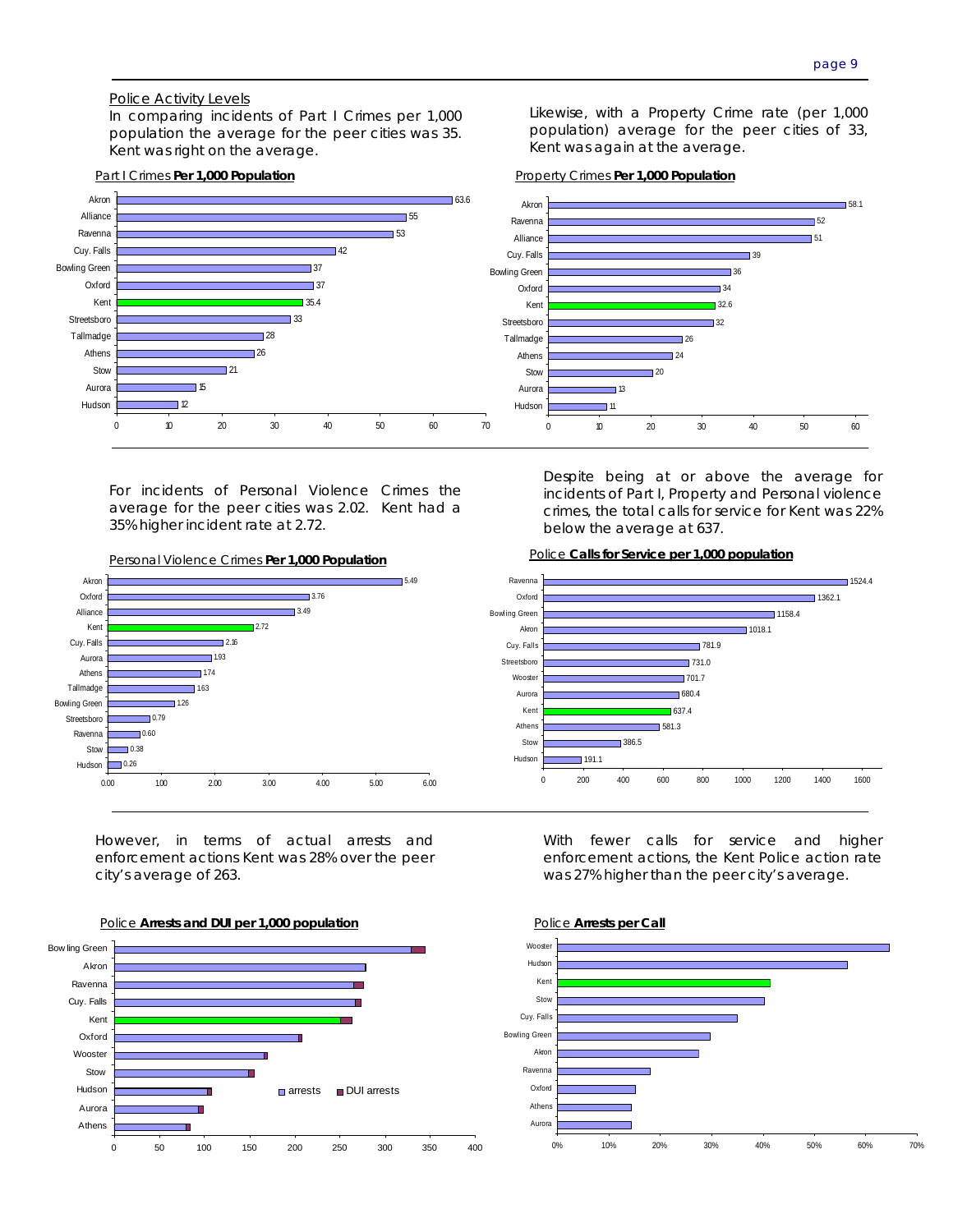## Police Activity Levels

In comparing incidents of Part I Crimes per 1,000 population the average for the peer cities was 35. Kent was right on the average.

Likewise, with a Property Crime rate (per 1,000 population) average for the peer cities of 33, Kent was again at the average.

**Part I Crimes Per 1,000 Population**

| City | Rate |
|---|---|
| Akron | 63.6 |
| Alliance | 55 |
| Ravenna | 53 |
| Cuy. Falls | 42 |
| Bowling Green | 37 |
| Oxford | 37 |
| Kent | 35.4 |
| Streetsboro | 33 |
| Tallmadge | 28 |
| Athens | 26 |
| Stow | 21 |
| Aurora | 15 |
| Hudson | 12 |

**Property Crimes Per 1,000 Population**

| City | Rate |
|---|---|
| Akron | 58.1 |
| Ravenna | 52 |
| Alliance | 51 |
| Cuy. Falls | 39 |
| Bowling Green | 36 |
| Oxford | 34 |
| Kent | 32.6 |
| Streetsboro | 32 |
| Tallmadge | 26 |
| Athens | 24 |
| Stow | 20 |
| Aurora | 13 |
| Hudson | 11 |

For incidents of Personal Violence Crimes the average for the peer cities was 2.02. Kent had a 35% higher incident rate at 2.72.

Despite being at or above the average for incidents of Part I, Property and Personal violence crimes, the total calls for service for Kent was 22% below the average at 637.

**Personal Violence Crimes Per 1,000 Population**

| City | Rate |
|---|---|
| Akron | 5.49 |
| Oxford | 3.76 |
| Alliance | 3.49 |
| Kent | 2.72 |
| Cuy. Falls | 2.16 |
| Aurora | 1.93 |
| Athens | 1.74 |
| Tallmadge | 1.63 |
| Bowling Green | 1.26 |
| Streetsboro | 0.79 |
| Ravenna | 0.60 |
| Stow | 0.38 |
| Hudson | 0.26 |

**Police Calls for Service per 1,000 population**

| City | Rate |
|---|---|
| Ravenna | 1524.4 |
| Oxford | 1362.1 |
| Bowling Green | 1158.4 |
| Akron | 1018.1 |
| Cuy. Falls | 781.9 |
| Streetsboro | 731.0 |
| Wooster | 701.7 |
| Aurora | 680.4 |
| Kent | 637.4 |
| Athens | 581.3 |
| Stow | 386.5 |
| Hudson | 191.1 |

However, in terms of actual arrests and enforcement actions Kent was 28% over the peer city's average of 263.

With fewer calls for service and higher enforcement actions, the Kent Police action rate was 27% higher than the peer city's average.

**Police Arrests and DUI per 1,000 population**

(arrests / DUI arrests) — Bowling Green, Akron, Ravenna, Cuy. Falls, Kent, Oxford, Wooster, Stow, Hudson, Aurora, Athens

**Police Arrests per Call**

Wooster, Hudson, Kent, Stow, Cuy. Falls, Bowling Green, Akron, Ravenna, Oxford, Athens, Aurora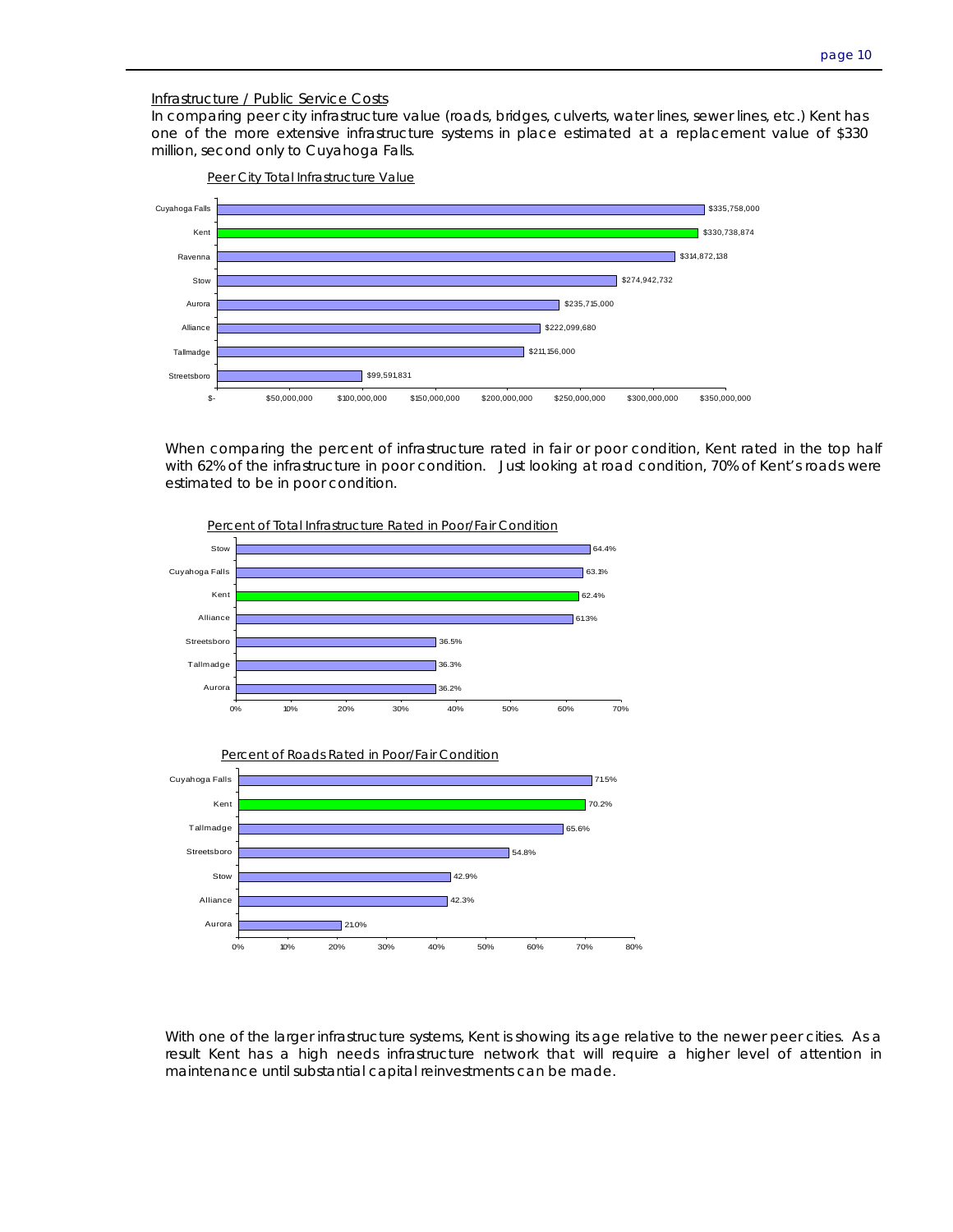Infrastructure / Public Service Costs

In comparing peer city infrastructure value (roads, bridges, culverts, water lines, sewer lines, etc.) Kent has one of the more extensive infrastructure systems in place estimated at a replacement value of $330 million, second only to Cuyahoga Falls.

Peer City Total Infrastructure Value

| City | Value |
|---|---|
| Cuyahoga Falls | $335,758,000 |
| Kent | $330,738,874 |
| Ravenna | $314,872,138 |
| Stow | $274,942,732 |
| Aurora | $235,715,000 |
| Alliance | $222,099,680 |
| Tallmadge | $211,156,000 |
| Streetsboro | $99,591,831 |

When comparing the percent of infrastructure rated in fair or poor condition, Kent rated in the top half with 62% of the infrastructure in poor condition. Just looking at road condition, 70% of Kent's roads were estimated to be in poor condition.

Percent of Total Infrastructure Rated in Poor/Fair Condition

| City | Percent |
|---|---|
| Stow | 64.4% |
| Cuyahoga Falls | 63.1% |
| Kent | 62.4% |
| Alliance | 61.3% |
| Streetsboro | 36.5% |
| Tallmadge | 36.3% |
| Aurora | 36.2% |

Percent of Roads Rated in Poor/Fair Condition

| City | Percent |
|---|---|
| Cuyahoga Falls | 71.5% |
| Kent | 70.2% |
| Tallmadge | 65.6% |
| Streetsboro | 54.8% |
| Stow | 42.9% |
| Alliance | 42.3% |
| Aurora | 21.0% |

With one of the larger infrastructure systems, Kent is showing its age relative to the newer peer cities. As a result Kent has a high needs infrastructure network that will require a higher level of attention in maintenance until substantial capital reinvestments can be made.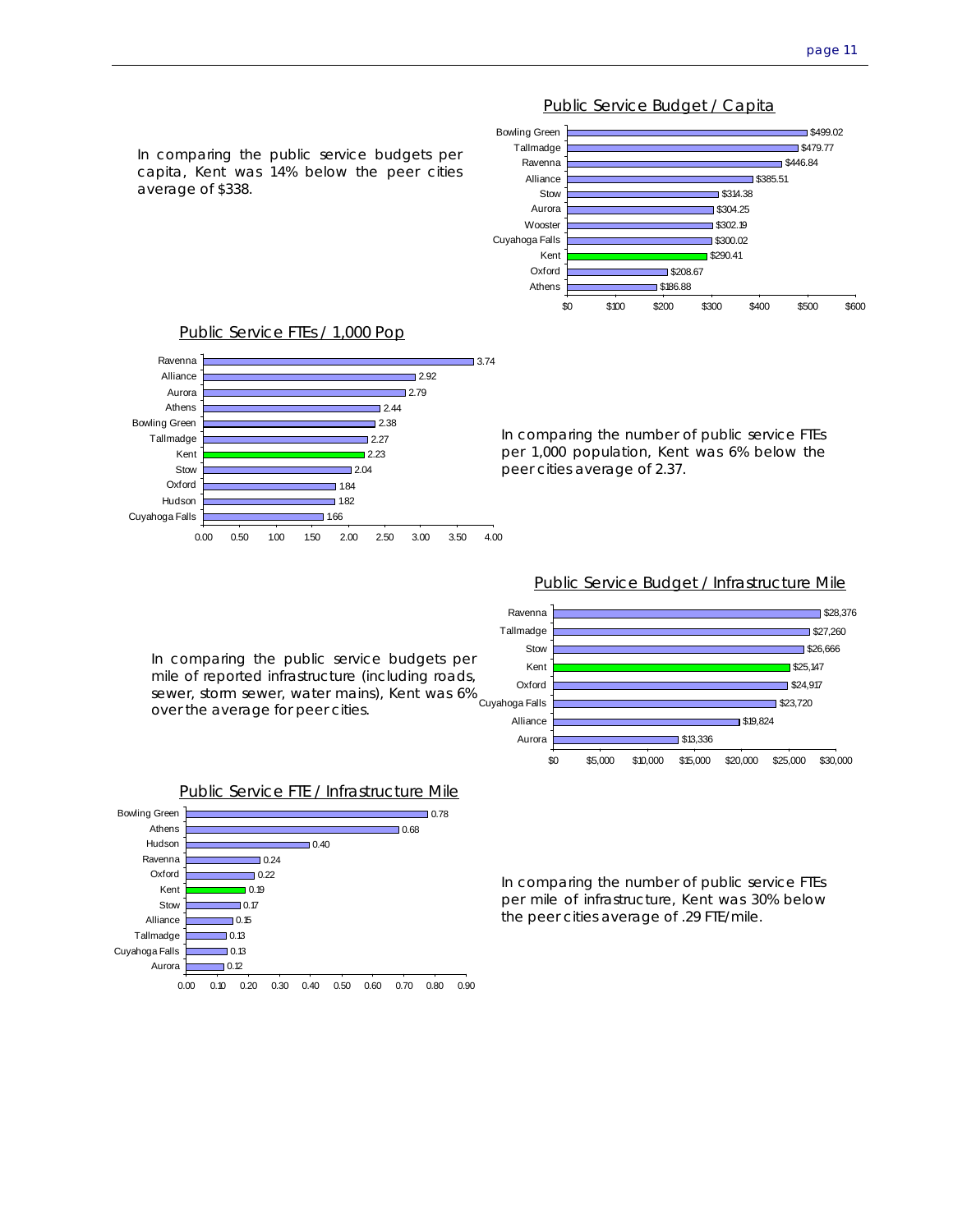## Public Service Budget / Capita

In comparing the public service budgets per capita, Kent was 14% below the peer cities average of $338.

| City | Budget / Capita |
|---|---|
| Bowling Green | $499.02 |
| Tallmadge | $479.77 |
| Ravenna | $446.84 |
| Alliance | $385.51 |
| Stow | $314.38 |
| Aurora | $304.25 |
| Wooster | $302.19 |
| Cuyahoga Falls | $300.02 |
| Kent | $290.41 |
| Oxford | $208.67 |
| Athens | $186.88 |

## Public Service FTEs / 1,000 Pop

| City | FTEs / 1,000 Pop |
|---|---|
| Ravenna | 3.74 |
| Alliance | 2.92 |
| Aurora | 2.79 |
| Athens | 2.44 |
| Bowling Green | 2.38 |
| Tallmadge | 2.27 |
| Kent | 2.23 |
| Stow | 2.04 |
| Oxford | 1.84 |
| Hudson | 1.82 |
| Cuyahoga Falls | 1.66 |

In comparing the number of public service FTEs per 1,000 population, Kent was 6% below the peer cities average of 2.37.

## Public Service Budget / Infrastructure Mile

In comparing the public service budgets per mile of reported infrastructure (including roads, sewer, storm sewer, water mains), Kent was 6% over the average for peer cities.

| City | Budget / Infrastructure Mile |
|---|---|
| Ravenna | $28,376 |
| Tallmadge | $27,260 |
| Stow | $26,666 |
| Kent | $25,147 |
| Oxford | $24,917 |
| Cuyahoga Falls | $23,720 |
| Alliance | $19,824 |
| Aurora | $13,336 |

## Public Service FTE / Infrastructure Mile

| City | FTE / Infrastructure Mile |
|---|---|
| Bowling Green | 0.78 |
| Athens | 0.68 |
| Hudson | 0.40 |
| Ravenna | 0.24 |
| Oxford | 0.22 |
| Kent | 0.19 |
| Stow | 0.17 |
| Alliance | 0.15 |
| Tallmadge | 0.13 |
| Cuyahoga Falls | 0.13 |
| Aurora | 0.12 |

In comparing the number of public service FTEs per mile of infrastructure, Kent was 30% below the peer cities average of .29 FTE/mile.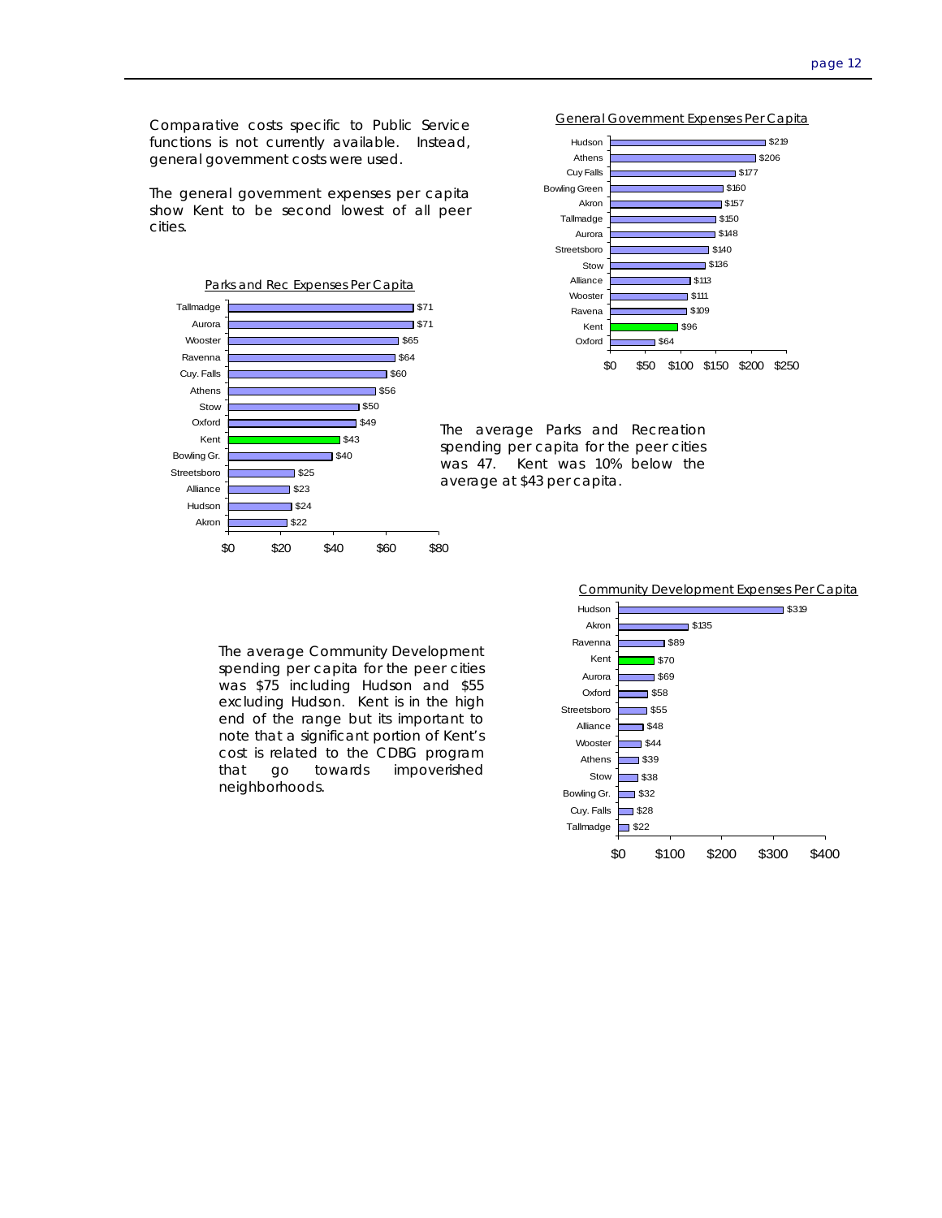Comparative costs specific to Public Service functions is not currently available. Instead, general government costs were used.

The general government expenses per capita show Kent to be second lowest of all peer cities.

General Government Expenses Per Capita

| City | Expense |
|---|---|
| Hudson | $219 |
| Athens | $206 |
| Cuy Falls | $177 |
| Bowling Green | $160 |
| Akron | $157 |
| Tallmadge | $150 |
| Aurora | $148 |
| Streetsboro | $140 |
| Stow | $136 |
| Alliance | $113 |
| Wooster | $111 |
| Ravena | $109 |
| Kent | $96 |
| Oxford | $64 |

Parks and Rec Expenses Per Capita

| City | Expense |
|---|---|
| Tallmadge | $71 |
| Aurora | $71 |
| Wooster | $65 |
| Ravenna | $64 |
| Cuy. Falls | $60 |
| Athens | $56 |
| Stow | $50 |
| Oxford | $49 |
| Kent | $43 |
| Bowling Gr. | $40 |
| Streetsboro | $25 |
| Alliance | $23 |
| Hudson | $24 |
| Akron | $22 |

The average Parks and Recreation spending per capita for the peer cities was 47. Kent was 10% below the average at $43 per capita.

The average Community Development spending per capita for the peer cities was $75 including Hudson and $55 excluding Hudson. Kent is in the high end of the range but its important to note that a significant portion of Kent's cost is related to the CDBG program that go towards impoverished neighborhoods.

Community Development Expenses Per Capita

| City | Expense |
|---|---|
| Hudson | $319 |
| Akron | $135 |
| Ravenna | $89 |
| Kent | $70 |
| Aurora | $69 |
| Oxford | $58 |
| Streetsboro | $55 |
| Alliance | $48 |
| Wooster | $44 |
| Athens | $39 |
| Stow | $38 |
| Bowling Gr. | $32 |
| Cuy. Falls | $28 |
| Tallmadge | $22 |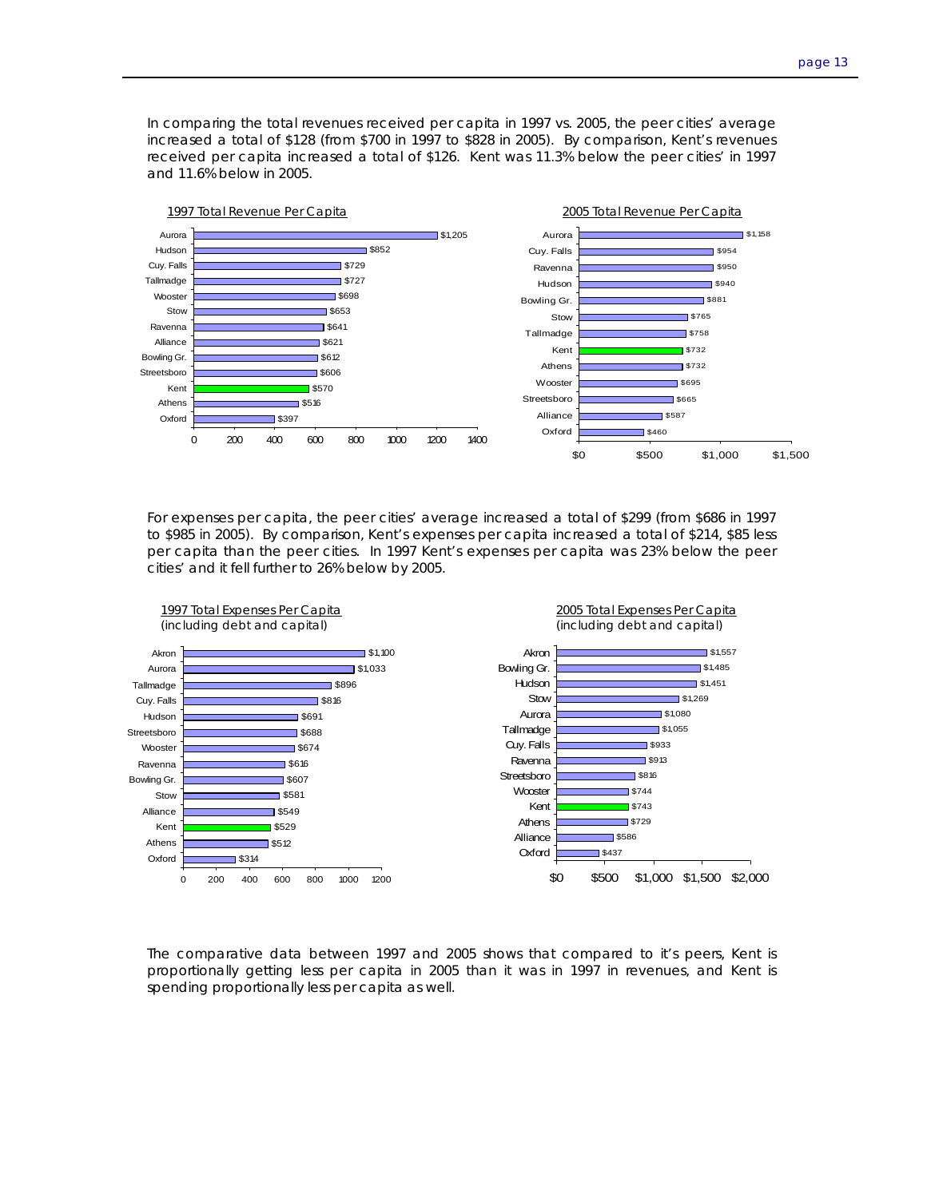In comparing the total revenues received per capita in 1997 vs. 2005, the peer cities' average increased a total of $128 (from $700 in 1997 to $828 in 2005). By comparison, Kent's revenues received per capita increased a total of $126. Kent was 11.3% below the peer cities' in 1997 and 11.6% below in 2005.

**1997 Total Revenue Per Capita**

| City | Revenue Per Capita |
|---|---|
| Aurora | $1,205 |
| Hudson | $852 |
| Cuy. Falls | $729 |
| Tallmadge | $727 |
| Wooster | $698 |
| Stow | $653 |
| Ravenna | $641 |
| Alliance | $621 |
| Bowling Gr. | $612 |
| Streetsboro | $606 |
| Kent | $570 |
| Athens | $516 |
| Oxford | $397 |

**2005 Total Revenue Per Capita**

| City | Revenue Per Capita |
|---|---|
| Aurora | $1,158 |
| Cuy. Falls | $954 |
| Ravenna | $950 |
| Hudson | $940 |
| Bowling Gr. | $881 |
| Stow | $765 |
| Tallmadge | $758 |
| Kent | $732 |
| Athens | $732 |
| Wooster | $695 |
| Streetsboro | $665 |
| Alliance | $587 |
| Oxford | $460 |

For expenses per capita, the peer cities' average increased a total of $299 (from $686 in 1997 to $985 in 2005). By comparison, Kent's expenses per capita increased a total of $214, $85 less per capita than the peer cities. In 1997 Kent's expenses per capita was 23% below the peer cities' and it fell further to 26% below by 2005.

**1997 Total Expenses Per Capita** (including debt and capital)

| City | Expenses Per Capita |
|---|---|
| Akron | $1,100 |
| Aurora | $1,033 |
| Tallmadge | $896 |
| Cuy. Falls | $816 |
| Hudson | $691 |
| Streetsboro | $688 |
| Wooster | $674 |
| Ravenna | $616 |
| Bowling Gr. | $607 |
| Stow | $581 |
| Alliance | $549 |
| Kent | $529 |
| Athens | $512 |
| Oxford | $314 |

**2005 Total Expenses Per Capita** (including debt and capital)

| City | Expenses Per Capita |
|---|---|
| Akron | $1,557 |
| Bowling Gr. | $1,485 |
| Hudson | $1,451 |
| Stow | $1,269 |
| Aurora | $1,080 |
| Tallmadge | $1,055 |
| Cuy. Falls | $933 |
| Ravenna | $913 |
| Streetsboro | $816 |
| Wooster | $744 |
| Kent | $743 |
| Athens | $729 |
| Alliance | $586 |
| Oxford | $437 |

The comparative data between 1997 and 2005 shows that compared to it's peers, Kent is proportionally getting less per capita in 2005 than it was in 1997 in revenues, and Kent is spending proportionally less per capita as well.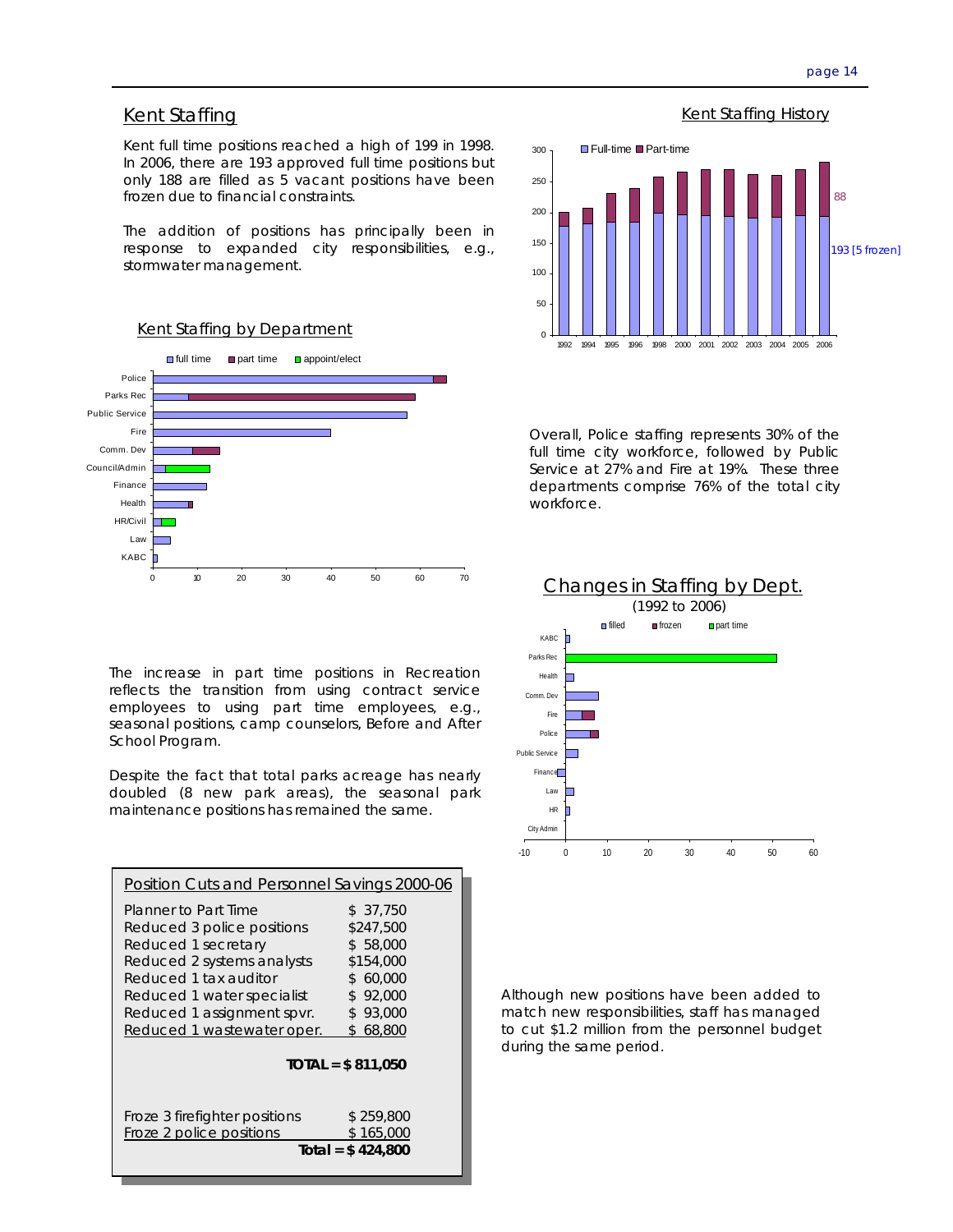## Kent Staffing

Kent full time positions reached a high of 199 in 1998. In 2006, there are 193 approved full time positions but only 188 are filled as 5 vacant positions have been frozen due to financial constraints.

The addition of positions has principally been in response to expanded city responsibilities, e.g., stormwater management.

### Kent Staffing History

### Kent Staffing by Department

Overall, Police staffing represents 30% of the full time city workforce, followed by Public Service at 27% and Fire at 19%. These three departments comprise 76% of the total city workforce.

### Changes in Staffing by Dept.

(1992 to 2006)

The increase in part time positions in Recreation reflects the transition from using contract service employees to using part time employees, e.g., seasonal positions, camp counselors, Before and After School Program.

Despite the fact that total parks acreage has nearly doubled (8 new park areas), the seasonal park maintenance positions has remained the same.

### Position Cuts and Personnel Savings 2000-06

| Position | Savings |
|---|---|
| Planner to Part Time | $ 37,750 |
| Reduced 3 police positions | $247,500 |
| Reduced 1 secretary | $ 58,000 |
| Reduced 2 systems analysts | $154,000 |
| Reduced 1 tax auditor | $ 60,000 |
| Reduced 1 water specialist | $ 92,000 |
| Reduced 1 assignment spvr. | $ 93,000 |
| Reduced 1 wastewater oper. | $ 68,800 |
| **TOTAL** | **$ 811,050** |
| Froze 3 firefighter positions | $ 259,800 |
| Froze 2 police positions | $ 165,000 |
| **Total** | **$ 424,800** |

Although new positions have been added to match new responsibilities, staff has managed to cut $1.2 million from the personnel budget during the same period.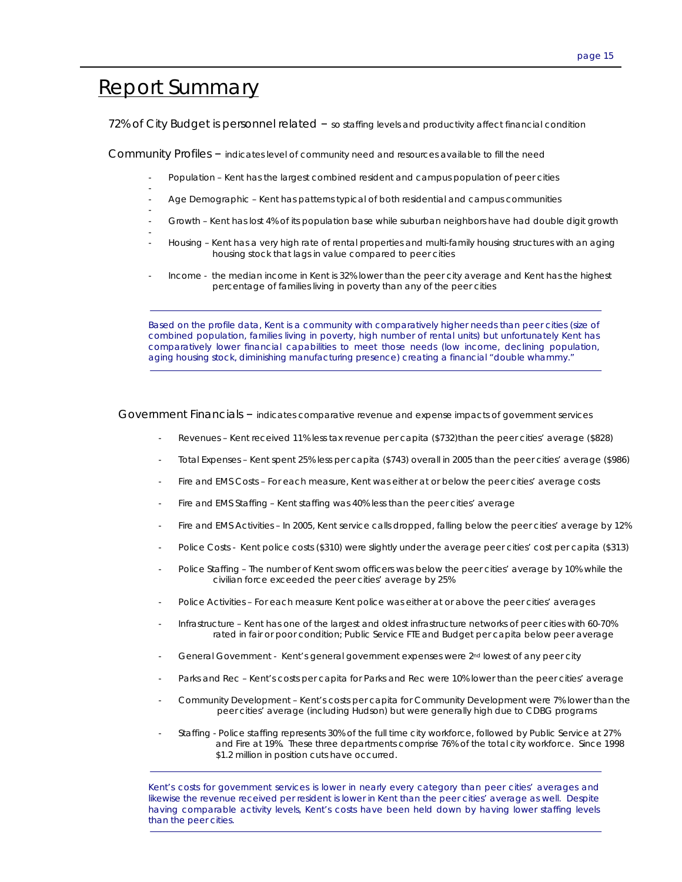# Report Summary

72% of City Budget is personnel related – so staffing levels and productivity affect financial condition

Community Profiles – indicates level of community need and resources available to fill the need

- Population – Kent has the largest combined resident and campus population of peer cities
- Age Demographic – Kent has patterns typical of both residential and campus communities
- Growth – Kent has lost 4% of its population base while suburban neighbors have had double digit growth
- Housing – Kent has a very high rate of rental properties and multi-family housing structures with an aging housing stock that lags in value compared to peer cities
- Income - the median income in Kent is 32% lower than the peer city average and Kent has the highest percentage of families living in poverty than any of the peer cities

---

*Based on the profile data, Kent is a community with comparatively higher needs than peer cities (size of combined population, families living in poverty, high number of rental units) but unfortunately Kent has comparatively lower financial capabilities to meet those needs (low income, declining population, aging housing stock, diminishing manufacturing presence) creating a financial "double whammy."*

---

Government Financials – indicates comparative revenue and expense impacts of government services

- Revenues – Kent received 11% less tax revenue per capita ($732)than the peer cities' average ($828)
- Total Expenses – Kent spent 25% less per capita ($743) overall in 2005 than the peer cities' average ($986)
- Fire and EMS Costs – For each measure, Kent was either at or below the peer cities' average costs
- Fire and EMS Staffing – Kent staffing was 40% less than the peer cities' average
- Fire and EMS Activities – In 2005, Kent service calls dropped, falling below the peer cities' average by 12%
- Police Costs - Kent police costs ($310) were slightly under the average peer cities' cost per capita ($313)
- Police Staffing – The number of Kent sworn officers was below the peer cities' average by 10% while the civilian force exceeded the peer cities' average by 25%
- Police Activities – For each measure Kent police was either at or above the peer cities' averages
- Infrastructure – Kent has one of the largest and oldest infrastructure networks of peer cities with 60-70% rated in fair or poor condition; Public Service FTE and Budget per capita below peer average
- General Government - Kent's general government expenses were 2nd lowest of any peer city
- Parks and Rec – Kent's costs per capita for Parks and Rec were 10% lower than the peer cities' average
- Community Development – Kent's costs per capita for Community Development were 7% lower than the peer cities' average (including Hudson) but were generally high due to CDBG programs
- Staffing - Police staffing represents 30% of the full time city workforce, followed by Public Service at 27% and Fire at 19%. These three departments comprise 76% of the total city workforce. Since 1998 $1.2 million in position cuts have occurred.

---

*Kent's costs for government services is lower in nearly every category than peer cities' averages and likewise the revenue received per resident is lower in Kent than the peer cities' average as well. Despite having comparable activity levels, Kent's costs have been held down by having lower staffing levels than the peer cities.*

---